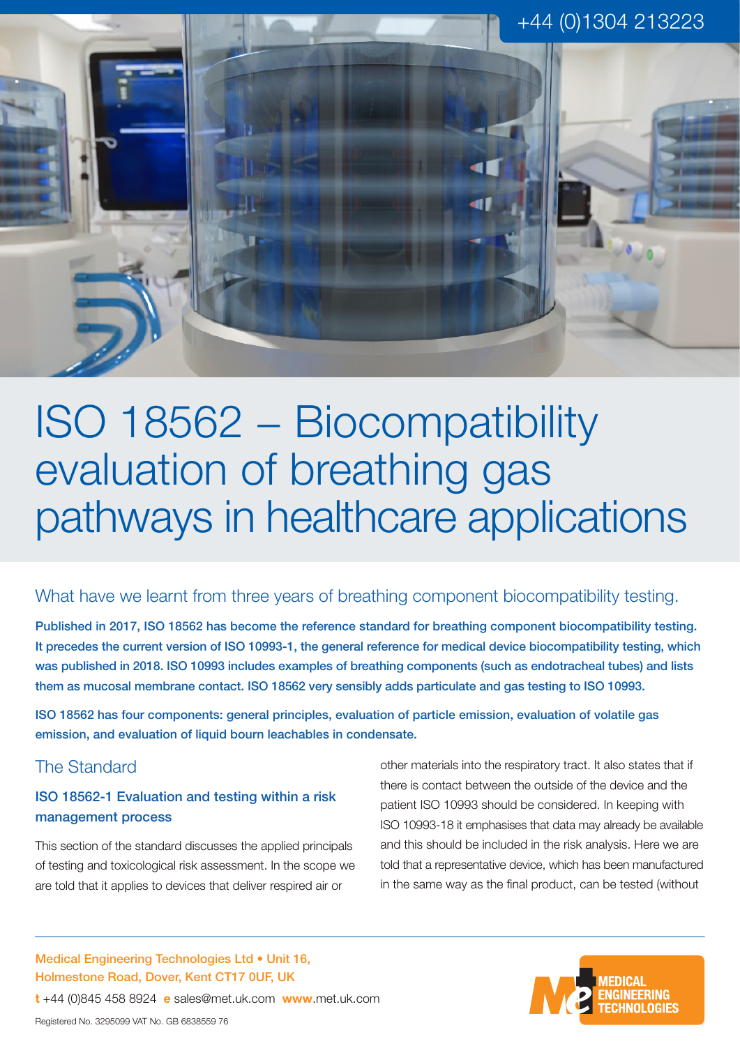# ISO 18562 – Biocompatibility evaluation of breathing gas pathways in healthcare applications

## What have we learnt from three years of breathing component biocompatibility testing.

**Published in 2017, ISO 18562 has become the reference standard for breathing component biocompatibility testing. It precedes the current version of ISO 10993-1, the general reference for medical device biocompatibility testing, which was published in 2018. ISO 10993 includes examples of breathing components (such as endotracheal tubes) and lists them as mucosal membrane contact. ISO 18562 very sensibly adds particulate and gas testing to ISO 10993.**

**ISO 18562 has four components: general principles, evaluation of particle emission, evaluation of volatile gas emission, and evaluation of liquid bourn leachables in condensate.**

## The Standard

### ISO 18562-1 Evaluation and testing within a risk management process

This section of the standard discusses the applied principals of testing and toxicological risk assessment. In the scope we are told that it applies to devices that deliver respired air or other materials into the respiratory tract. It also states that if there is contact between the outside of the device and the patient ISO 10993 should be considered. In keeping with ISO 10993-18 it emphasises that data may already be available and this should be included in the risk analysis. Here we are told that a representative device, which has been manufactured in the same way as the final product, can be tested (without

Medical Engineering Technologies Ltd • Unit 16, Holmestone Road, Dover, Kent CT17 0UF, UK

t +44 (0)845 458 8924 e sales@met.uk.com www.met.uk.com

Registered No. 3295099 VAT No. GB 6838559 76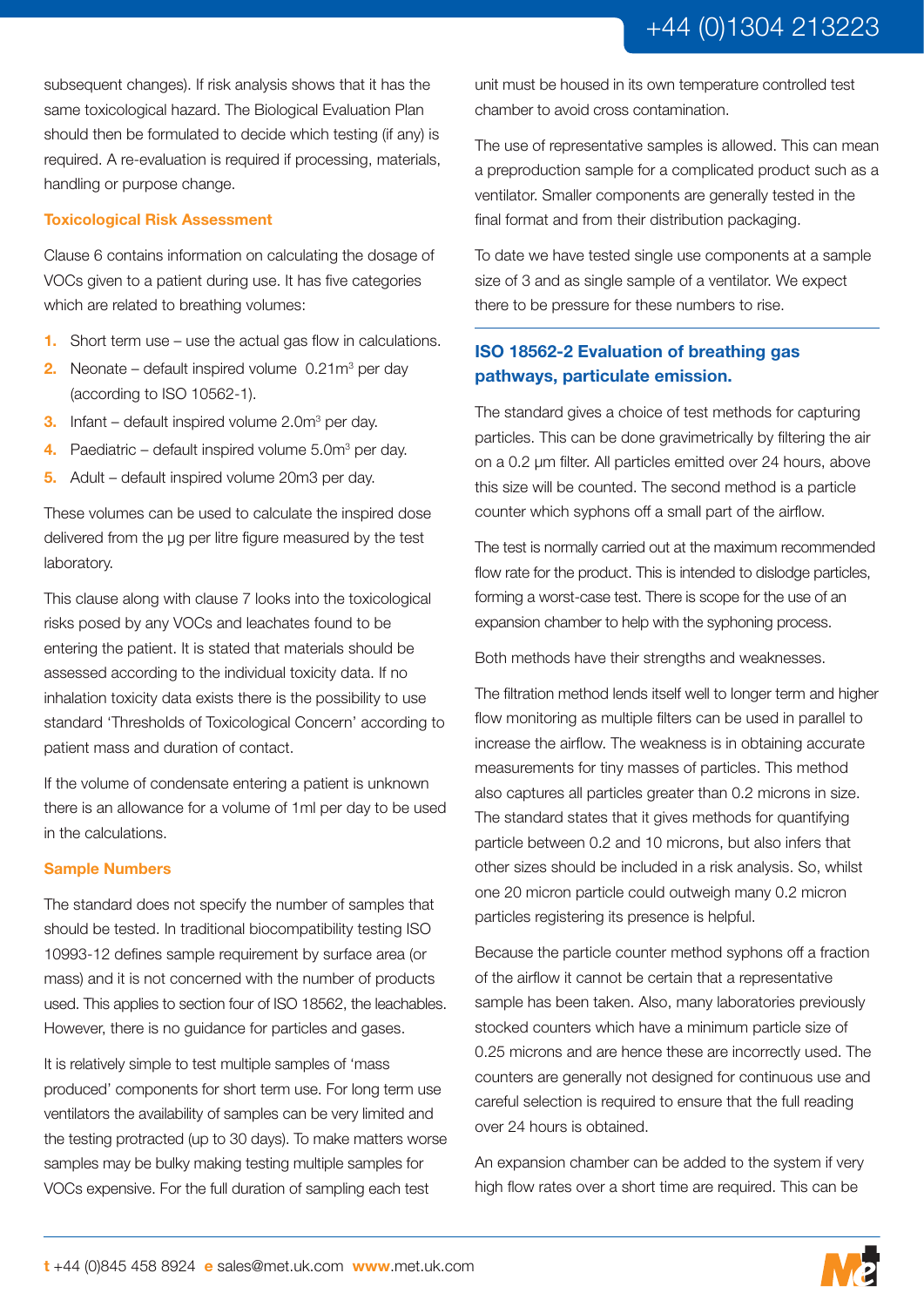subsequent changes). If risk analysis shows that it has the same toxicological hazard. The Biological Evaluation Plan should then be formulated to decide which testing (if any) is required. A re-evaluation is required if processing, materials, handling or purpose change.

### Toxicological Risk Assessment

Clause 6 contains information on calculating the dosage of VOCs given to a patient during use. It has five categories which are related to breathing volumes:

1. Short term use – use the actual gas flow in calculations.
2. Neonate – default inspired volume 0.21m$^3$ per day (according to ISO 10562-1).
3. Infant – default inspired volume 2.0m$^3$ per day.
4. Paediatric – default inspired volume 5.0m$^3$ per day.
5. Adult – default inspired volume 20m3 per day.

These volumes can be used to calculate the inspired dose delivered from the µg per litre figure measured by the test laboratory.

This clause along with clause 7 looks into the toxicological risks posed by any VOCs and leachates found to be entering the patient. It is stated that materials should be assessed according to the individual toxicity data. If no inhalation toxicity data exists there is the possibility to use standard 'Thresholds of Toxicological Concern' according to patient mass and duration of contact.

If the volume of condensate entering a patient is unknown there is an allowance for a volume of 1ml per day to be used in the calculations.

### Sample Numbers

The standard does not specify the number of samples that should be tested. In traditional biocompatibility testing ISO 10993-12 defines sample requirement by surface area (or mass) and it is not concerned with the number of products used. This applies to section four of ISO 18562, the leachables. However, there is no guidance for particles and gases.

It is relatively simple to test multiple samples of 'mass produced' components for short term use. For long term use ventilators the availability of samples can be very limited and the testing protracted (up to 30 days). To make matters worse samples may be bulky making testing multiple samples for VOCs expensive. For the full duration of sampling each test unit must be housed in its own temperature controlled test chamber to avoid cross contamination.

The use of representative samples is allowed. This can mean a preproduction sample for a complicated product such as a ventilator. Smaller components are generally tested in the final format and from their distribution packaging.

To date we have tested single use components at a sample size of 3 and as single sample of a ventilator. We expect there to be pressure for these numbers to rise.

## ISO 18562-2 Evaluation of breathing gas pathways, particulate emission.

The standard gives a choice of test methods for capturing particles. This can be done gravimetrically by filtering the air on a 0.2 µm filter. All particles emitted over 24 hours, above this size will be counted. The second method is a particle counter which syphons off a small part of the airflow.

The test is normally carried out at the maximum recommended flow rate for the product. This is intended to dislodge particles, forming a worst-case test. There is scope for the use of an expansion chamber to help with the syphoning process.

Both methods have their strengths and weaknesses.

The filtration method lends itself well to longer term and higher flow monitoring as multiple filters can be used in parallel to increase the airflow. The weakness is in obtaining accurate measurements for tiny masses of particles. This method also captures all particles greater than 0.2 microns in size. The standard states that it gives methods for quantifying particle between 0.2 and 10 microns, but also infers that other sizes should be included in a risk analysis. So, whilst one 20 micron particle could outweigh many 0.2 micron particles registering its presence is helpful.

Because the particle counter method syphons off a fraction of the airflow it cannot be certain that a representative sample has been taken. Also, many laboratories previously stocked counters which have a minimum particle size of 0.25 microns and are hence these are incorrectly used. The counters are generally not designed for continuous use and careful selection is required to ensure that the full reading over 24 hours is obtained.

An expansion chamber can be added to the system if very high flow rates over a short time are required. This can be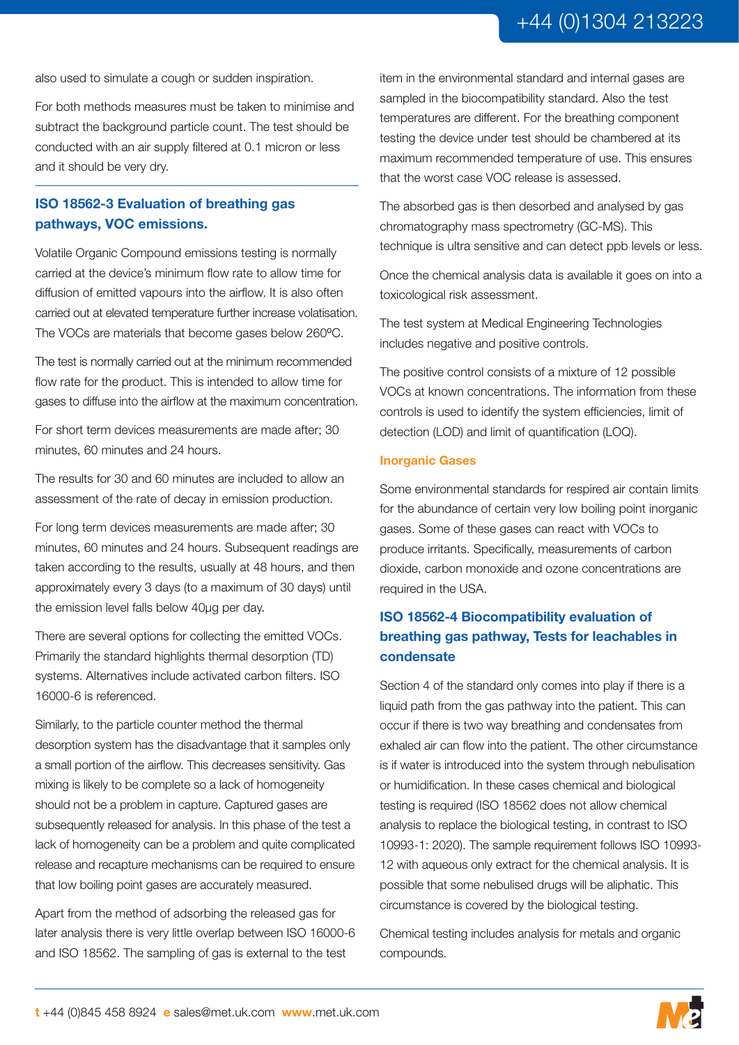also used to simulate a cough or sudden inspiration.

For both methods measures must be taken to minimise and subtract the background particle count. The test should be conducted with an air supply filtered at 0.1 micron or less and it should be very dry.

## ISO 18562-3 Evaluation of breathing gas pathways, VOC emissions.

Volatile Organic Compound emissions testing is normally carried at the device's minimum flow rate to allow time for diffusion of emitted vapours into the airflow. It is also often carried out at elevated temperature further increase volatisation. The VOCs are materials that become gases below 260ºC.

The test is normally carried out at the minimum recommended flow rate for the product. This is intended to allow time for gases to diffuse into the airflow at the maximum concentration.

For short term devices measurements are made after; 30 minutes, 60 minutes and 24 hours.

The results for 30 and 60 minutes are included to allow an assessment of the rate of decay in emission production.

For long term devices measurements are made after; 30 minutes, 60 minutes and 24 hours. Subsequent readings are taken according to the results, usually at 48 hours, and then approximately every 3 days (to a maximum of 30 days) until the emission level falls below 40µg per day.

There are several options for collecting the emitted VOCs. Primarily the standard highlights thermal desorption (TD) systems. Alternatives include activated carbon filters. ISO 16000-6 is referenced.

Similarly, to the particle counter method the thermal desorption system has the disadvantage that it samples only a small portion of the airflow. This decreases sensitivity. Gas mixing is likely to be complete so a lack of homogeneity should not be a problem in capture. Captured gases are subsequently released for analysis. In this phase of the test a lack of homogeneity can be a problem and quite complicated release and recapture mechanisms can be required to ensure that low boiling point gases are accurately measured.

Apart from the method of adsorbing the released gas for later analysis there is very little overlap between ISO 16000-6 and ISO 18562. The sampling of gas is external to the test item in the environmental standard and internal gases are sampled in the biocompatibility standard. Also the test temperatures are different. For the breathing component testing the device under test should be chambered at its maximum recommended temperature of use. This ensures that the worst case VOC release is assessed.

The absorbed gas is then desorbed and analysed by gas chromatography mass spectrometry (GC-MS). This technique is ultra sensitive and can detect ppb levels or less.

Once the chemical analysis data is available it goes on into a toxicological risk assessment.

The test system at Medical Engineering Technologies includes negative and positive controls.

The positive control consists of a mixture of 12 possible VOCs at known concentrations. The information from these controls is used to identify the system efficiencies, limit of detection (LOD) and limit of quantification (LOQ).

### Inorganic Gases

Some environmental standards for respired air contain limits for the abundance of certain very low boiling point inorganic gases. Some of these gases can react with VOCs to produce irritants. Specifically, measurements of carbon dioxide, carbon monoxide and ozone concentrations are required in the USA.

## ISO 18562-4 Biocompatibility evaluation of breathing gas pathway, Tests for leachables in condensate

Section 4 of the standard only comes into play if there is a liquid path from the gas pathway into the patient. This can occur if there is two way breathing and condensates from exhaled air can flow into the patient. The other circumstance is if water is introduced into the system through nebulisation or humidification. In these cases chemical and biological testing is required (ISO 18562 does not allow chemical analysis to replace the biological testing, in contrast to ISO 10993-1: 2020). The sample requirement follows ISO 10993-12 with aqueous only extract for the chemical analysis. It is possible that some nebulised drugs will be aliphatic. This circumstance is covered by the biological testing.

Chemical testing includes analysis for metals and organic compounds.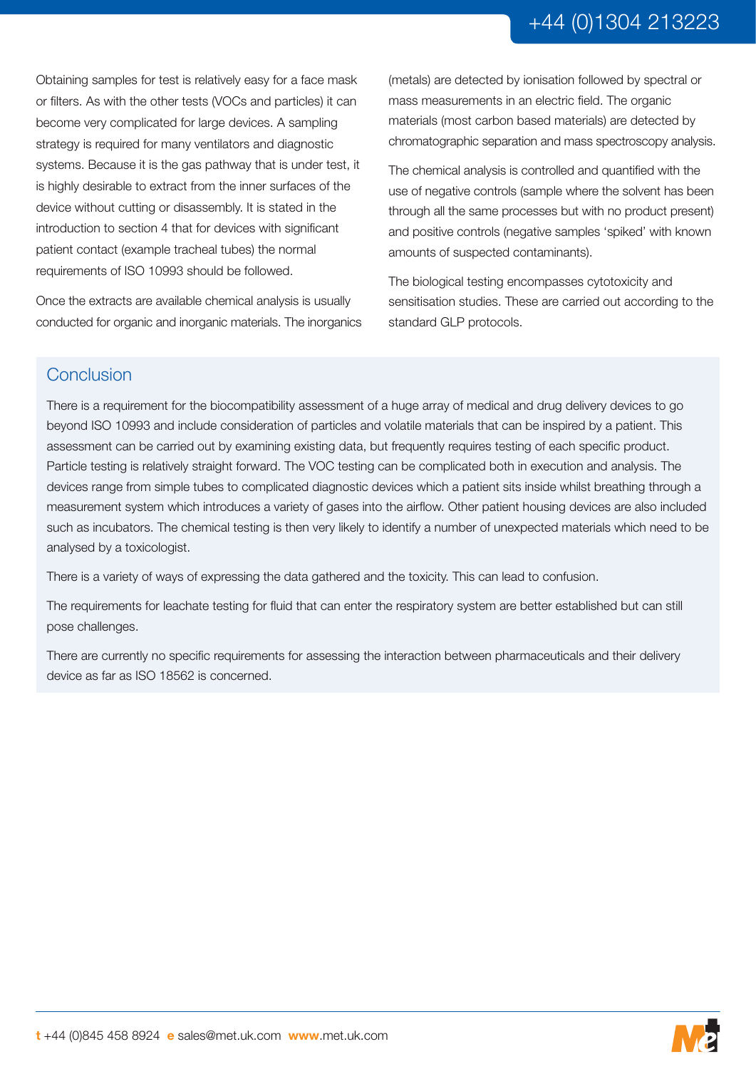Obtaining samples for test is relatively easy for a face mask or filters. As with the other tests (VOCs and particles) it can become very complicated for large devices. A sampling strategy is required for many ventilators and diagnostic systems. Because it is the gas pathway that is under test, it is highly desirable to extract from the inner surfaces of the device without cutting or disassembly. It is stated in the introduction to section 4 that for devices with significant patient contact (example tracheal tubes) the normal requirements of ISO 10993 should be followed.

Once the extracts are available chemical analysis is usually conducted for organic and inorganic materials. The inorganics (metals) are detected by ionisation followed by spectral or mass measurements in an electric field. The organic materials (most carbon based materials) are detected by chromatographic separation and mass spectroscopy analysis.

The chemical analysis is controlled and quantified with the use of negative controls (sample where the solvent has been through all the same processes but with no product present) and positive controls (negative samples 'spiked' with known amounts of suspected contaminants).

The biological testing encompasses cytotoxicity and sensitisation studies. These are carried out according to the standard GLP protocols.

## Conclusion

There is a requirement for the biocompatibility assessment of a huge array of medical and drug delivery devices to go beyond ISO 10993 and include consideration of particles and volatile materials that can be inspired by a patient. This assessment can be carried out by examining existing data, but frequently requires testing of each specific product. Particle testing is relatively straight forward. The VOC testing can be complicated both in execution and analysis. The devices range from simple tubes to complicated diagnostic devices which a patient sits inside whilst breathing through a measurement system which introduces a variety of gases into the airflow. Other patient housing devices are also included such as incubators. The chemical testing is then very likely to identify a number of unexpected materials which need to be analysed by a toxicologist.

There is a variety of ways of expressing the data gathered and the toxicity. This can lead to confusion.

The requirements for leachate testing for fluid that can enter the respiratory system are better established but can still pose challenges.

There are currently no specific requirements for assessing the interaction between pharmaceuticals and their delivery device as far as ISO 18562 is concerned.